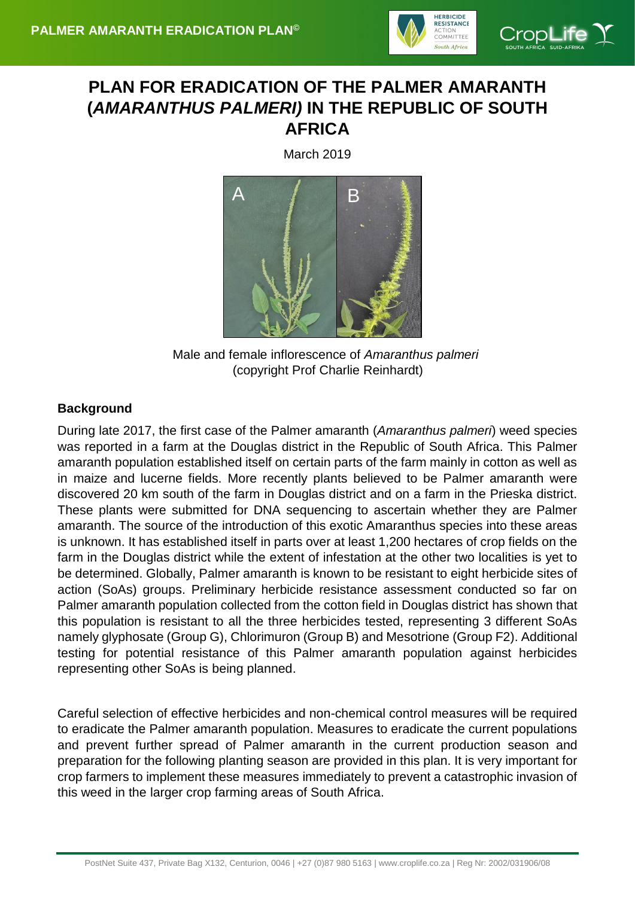# PLAN FOR ERADICATION OF THE PALMER AMARANTH (*AMARANTHUS PALMERI*) IN THE REPUBLIC OF SOUTH AFRICA

March 2019

Male and female inflorescence of *Amaranthus palmeri* (copyright Prof Charlie Reinhardt)

### Background

During late 2017, the first case of the Palmer amaranth (*Amaranthus palmeri*) weed species was reported in a farm at the Douglas district in the Republic of South Africa. This Palmer amaranth population established itself on certain parts of the farm mainly in cotton as well as in maize and lucerne fields. More recently plants believed to be Palmer amaranth were discovered 20 km south of the farm in Douglas district and on a farm in the Prieska district. These plants were submitted for DNA sequencing to ascertain whether they are Palmer amaranth. The source of the introduction of this exotic Amaranthus species into these areas is unknown. It has established itself in parts over at least 1,200 hectares of crop fields on the farm in the Douglas district while the extent of infestation at the other two localities is yet to be determined. Globally, Palmer amaranth is known to be resistant to eight herbicide sites of action (SoAs) groups. Preliminary herbicide resistance assessment conducted so far on Palmer amaranth population collected from the cotton field in Douglas district has shown that this population is resistant to all the three herbicides tested, representing 3 different SoAs namely glyphosate (Group G), Chlorimuron (Group B) and Mesotrione (Group F2). Additional testing for potential resistance of this Palmer amaranth population against herbicides representing other SoAs is being planned.

Careful selection of effective herbicides and non-chemical control measures will be required to eradicate the Palmer amaranth population. Measures to eradicate the current populations and prevent further spread of Palmer amaranth in the current production season and preparation for the following planting season are provided in this plan. It is very important for crop farmers to implement these measures immediately to prevent a catastrophic invasion of this weed in the larger crop farming areas of South Africa.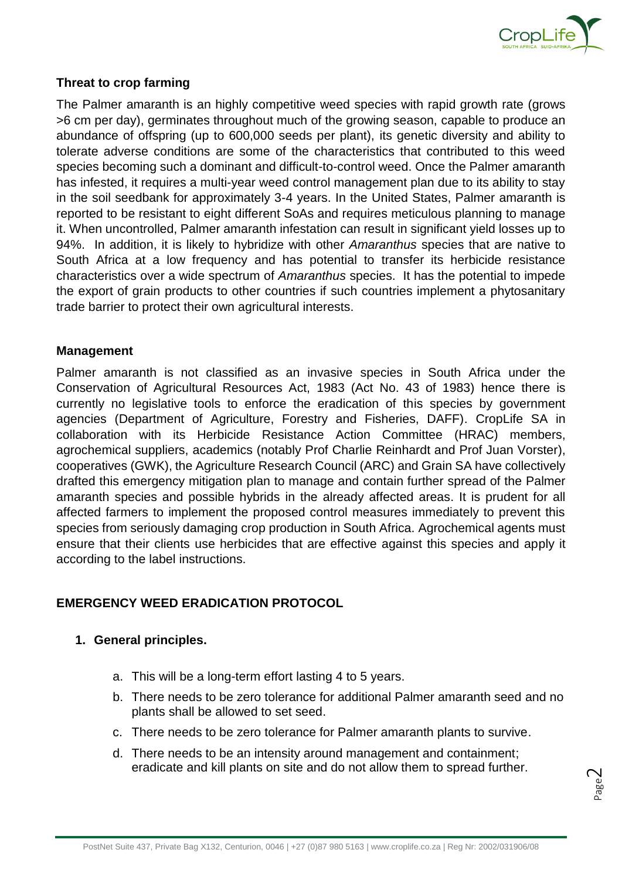**Threat to crop farming**

The Palmer amaranth is an highly competitive weed species with rapid growth rate (grows >6 cm per day), germinates throughout much of the growing season, capable to produce an abundance of offspring (up to 600,000 seeds per plant), its genetic diversity and ability to tolerate adverse conditions are some of the characteristics that contributed to this weed species becoming such a dominant and difficult-to-control weed. Once the Palmer amaranth has infested, it requires a multi-year weed control management plan due to its ability to stay in the soil seedbank for approximately 3-4 years. In the United States, Palmer amaranth is reported to be resistant to eight different SoAs and requires meticulous planning to manage it. When uncontrolled, Palmer amaranth infestation can result in significant yield losses up to 94%. In addition, it is likely to hybridize with other *Amaranthus* species that are native to South Africa at a low frequency and has potential to transfer its herbicide resistance characteristics over a wide spectrum of *Amaranthus* species. It has the potential to impede the export of grain products to other countries if such countries implement a phytosanitary trade barrier to protect their own agricultural interests.

**Management**

Palmer amaranth is not classified as an invasive species in South Africa under the Conservation of Agricultural Resources Act, 1983 (Act No. 43 of 1983) hence there is currently no legislative tools to enforce the eradication of this species by government agencies (Department of Agriculture, Forestry and Fisheries, DAFF). CropLife SA in collaboration with its Herbicide Resistance Action Committee (HRAC) members, agrochemical suppliers, academics (notably Prof Charlie Reinhardt and Prof Juan Vorster), cooperatives (GWK), the Agriculture Research Council (ARC) and Grain SA have collectively drafted this emergency mitigation plan to manage and contain further spread of the Palmer amaranth species and possible hybrids in the already affected areas. It is prudent for all affected farmers to implement the proposed control measures immediately to prevent this species from seriously damaging crop production in South Africa. Agrochemical agents must ensure that their clients use herbicides that are effective against this species and apply it according to the label instructions.

**EMERGENCY WEED ERADICATION PROTOCOL**

1. **General principles.**
    a. This will be a long-term effort lasting 4 to 5 years.
    b. There needs to be zero tolerance for additional Palmer amaranth seed and no plants shall be allowed to set seed.
    c. There needs to be zero tolerance for Palmer amaranth plants to survive.
    d. There needs to be an intensity around management and containment; eradicate and kill plants on site and do not allow them to spread further.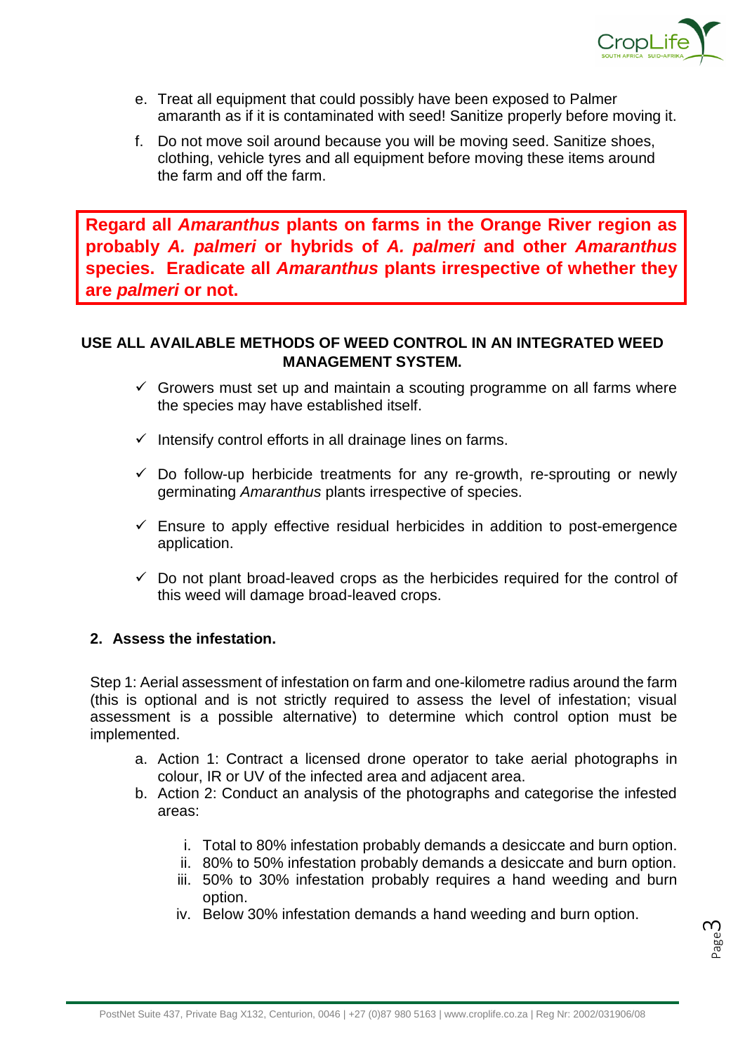e. Treat all equipment that could possibly have been exposed to Palmer amaranth as if it is contaminated with seed! Sanitize properly before moving it.

f. Do not move soil around because you will be moving seed. Sanitize shoes, clothing, vehicle tyres and all equipment before moving these items around the farm and off the farm.

**Regard all *Amaranthus* plants on farms in the Orange River region as probably *A. palmeri* or hybrids of *A. palmeri* and other *Amaranthus* species. Eradicate all *Amaranthus* plants irrespective of whether they are *palmeri* or not.**

**USE ALL AVAILABLE METHODS OF WEED CONTROL IN AN INTEGRATED WEED MANAGEMENT SYSTEM.**

- ✓ Growers must set up and maintain a scouting programme on all farms where the species may have established itself.
- ✓ Intensify control efforts in all drainage lines on farms.
- ✓ Do follow-up herbicide treatments for any re-growth, re-sprouting or newly germinating *Amaranthus* plants irrespective of species.
- ✓ Ensure to apply effective residual herbicides in addition to post-emergence application.
- ✓ Do not plant broad-leaved crops as the herbicides required for the control of this weed will damage broad-leaved crops.

## 2. Assess the infestation.

Step 1: Aerial assessment of infestation on farm and one-kilometre radius around the farm (this is optional and is not strictly required to assess the level of infestation; visual assessment is a possible alternative) to determine which control option must be implemented.

a. Action 1: Contract a licensed drone operator to take aerial photographs in colour, IR or UV of the infected area and adjacent area.
b. Action 2: Conduct an analysis of the photographs and categorise the infested areas:

   i. Total to 80% infestation probably demands a desiccate and burn option.
   ii. 80% to 50% infestation probably demands a desiccate and burn option.
   iii. 50% to 30% infestation probably requires a hand weeding and burn option.
   iv. Below 30% infestation demands a hand weeding and burn option.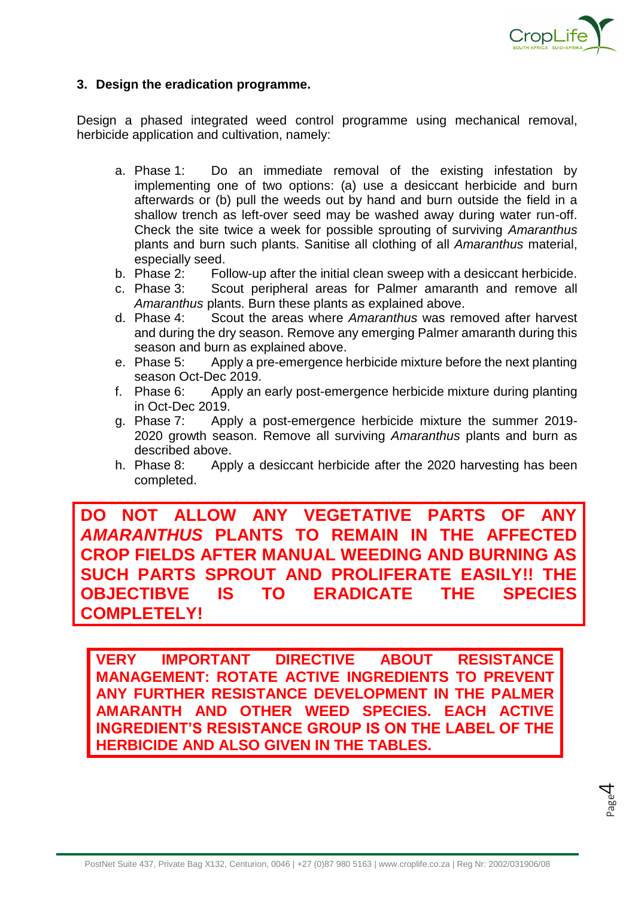### 3. Design the eradication programme.

Design a phased integrated weed control programme using mechanical removal, herbicide application and cultivation, namely:

a. Phase 1: Do an immediate removal of the existing infestation by implementing one of two options: (a) use a desiccant herbicide and burn afterwards or (b) pull the weeds out by hand and burn outside the field in a shallow trench as left-over seed may be washed away during water run-off. Check the site twice a week for possible sprouting of surviving *Amaranthus* plants and burn such plants. Sanitise all clothing of all *Amaranthus* material, especially seed.
b. Phase 2: Follow-up after the initial clean sweep with a desiccant herbicide.
c. Phase 3: Scout peripheral areas for Palmer amaranth and remove all *Amaranthus* plants. Burn these plants as explained above.
d. Phase 4: Scout the areas where *Amaranthus* was removed after harvest and during the dry season. Remove any emerging Palmer amaranth during this season and burn as explained above.
e. Phase 5: Apply a pre-emergence herbicide mixture before the next planting season Oct-Dec 2019.
f. Phase 6: Apply an early post-emergence herbicide mixture during planting in Oct-Dec 2019.
g. Phase 7: Apply a post-emergence herbicide mixture the summer 2019-2020 growth season. Remove all surviving *Amaranthus* plants and burn as described above.
h. Phase 8: Apply a desiccant herbicide after the 2020 harvesting has been completed.

**DO NOT ALLOW ANY VEGETATIVE PARTS OF ANY *AMARANTHUS* PLANTS TO REMAIN IN THE AFFECTED CROP FIELDS AFTER MANUAL WEEDING AND BURNING AS SUCH PARTS SPROUT AND PROLIFERATE EASILY!! THE OBJECTIBVE IS TO ERADICATE THE SPECIES COMPLETELY!**

**VERY IMPORTANT DIRECTIVE ABOUT RESISTANCE MANAGEMENT: ROTATE ACTIVE INGREDIENTS TO PREVENT ANY FURTHER RESISTANCE DEVELOPMENT IN THE PALMER AMARANTH AND OTHER WEED SPECIES. EACH ACTIVE INGREDIENT'S RESISTANCE GROUP IS ON THE LABEL OF THE HERBICIDE AND ALSO GIVEN IN THE TABLES.**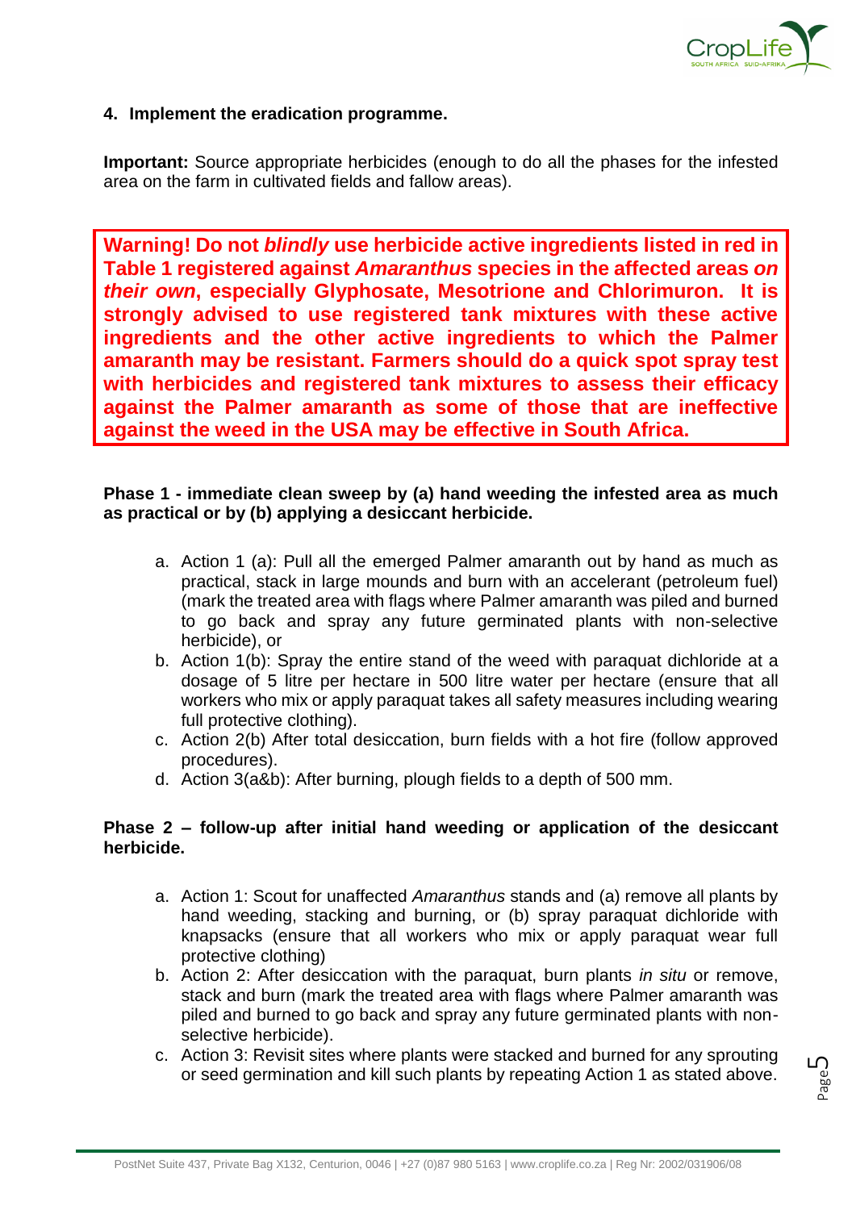**4. Implement the eradication programme.**

**Important:** Source appropriate herbicides (enough to do all the phases for the infested area on the farm in cultivated fields and fallow areas).

> **Warning! Do not *blindly* use herbicide active ingredients listed in red in Table 1 registered against *Amaranthus* species in the affected areas *on their own*, especially Glyphosate, Mesotrione and Chlorimuron. It is strongly advised to use registered tank mixtures with these active ingredients and the other active ingredients to which the Palmer amaranth may be resistant. Farmers should do a quick spot spray test with herbicides and registered tank mixtures to assess their efficacy against the Palmer amaranth as some of those that are ineffective against the weed in the USA may be effective in South Africa.**

**Phase 1 - immediate clean sweep by (a) hand weeding the infested area as much as practical or by (b) applying a desiccant herbicide.**

a. Action 1 (a): Pull all the emerged Palmer amaranth out by hand as much as practical, stack in large mounds and burn with an accelerant (petroleum fuel) (mark the treated area with flags where Palmer amaranth was piled and burned to go back and spray any future germinated plants with non-selective herbicide), or
b. Action 1(b): Spray the entire stand of the weed with paraquat dichloride at a dosage of 5 litre per hectare in 500 litre water per hectare (ensure that all workers who mix or apply paraquat takes all safety measures including wearing full protective clothing).
c. Action 2(b) After total desiccation, burn fields with a hot fire (follow approved procedures).
d. Action 3(a&b): After burning, plough fields to a depth of 500 mm.

**Phase 2 – follow-up after initial hand weeding or application of the desiccant herbicide.**

a. Action 1: Scout for unaffected *Amaranthus* stands and (a) remove all plants by hand weeding, stacking and burning, or (b) spray paraquat dichloride with knapsacks (ensure that all workers who mix or apply paraquat wear full protective clothing)
b. Action 2: After desiccation with the paraquat, burn plants *in situ* or remove, stack and burn (mark the treated area with flags where Palmer amaranth was piled and burned to go back and spray any future germinated plants with non-selective herbicide).
c. Action 3: Revisit sites where plants were stacked and burned for any sprouting or seed germination and kill such plants by repeating Action 1 as stated above.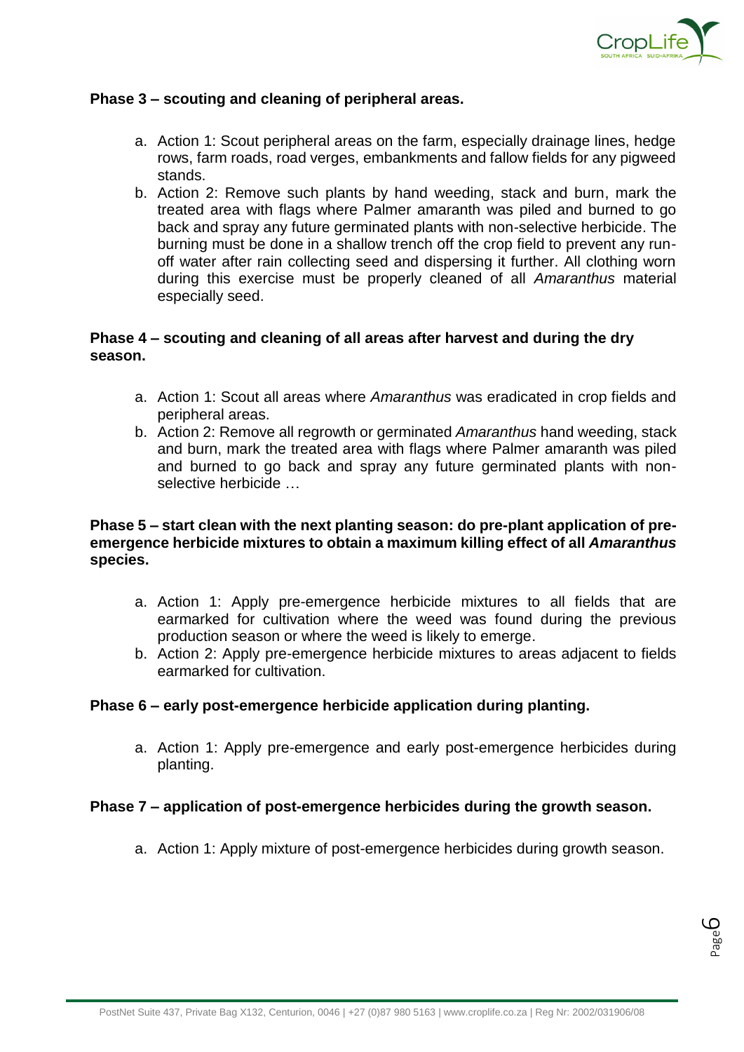**Phase 3 – scouting and cleaning of peripheral areas.**

a. Action 1: Scout peripheral areas on the farm, especially drainage lines, hedge rows, farm roads, road verges, embankments and fallow fields for any pigweed stands.
b. Action 2: Remove such plants by hand weeding, stack and burn, mark the treated area with flags where Palmer amaranth was piled and burned to go back and spray any future germinated plants with non-selective herbicide. The burning must be done in a shallow trench off the crop field to prevent any run-off water after rain collecting seed and dispersing it further. All clothing worn during this exercise must be properly cleaned of all *Amaranthus* material especially seed.

**Phase 4 – scouting and cleaning of all areas after harvest and during the dry season.**

a. Action 1: Scout all areas where *Amaranthus* was eradicated in crop fields and peripheral areas.
b. Action 2: Remove all regrowth or germinated *Amaranthus* hand weeding, stack and burn, mark the treated area with flags where Palmer amaranth was piled and burned to go back and spray any future germinated plants with non-selective herbicide …

**Phase 5 – start clean with the next planting season: do pre-plant application of pre-emergence herbicide mixtures to obtain a maximum killing effect of all *Amaranthus* species.**

a. Action 1: Apply pre-emergence herbicide mixtures to all fields that are earmarked for cultivation where the weed was found during the previous production season or where the weed is likely to emerge.
b. Action 2: Apply pre-emergence herbicide mixtures to areas adjacent to fields earmarked for cultivation.

**Phase 6 – early post-emergence herbicide application during planting.**

a. Action 1: Apply pre-emergence and early post-emergence herbicides during planting.

**Phase 7 – application of post-emergence herbicides during the growth season.**

a. Action 1: Apply mixture of post-emergence herbicides during growth season.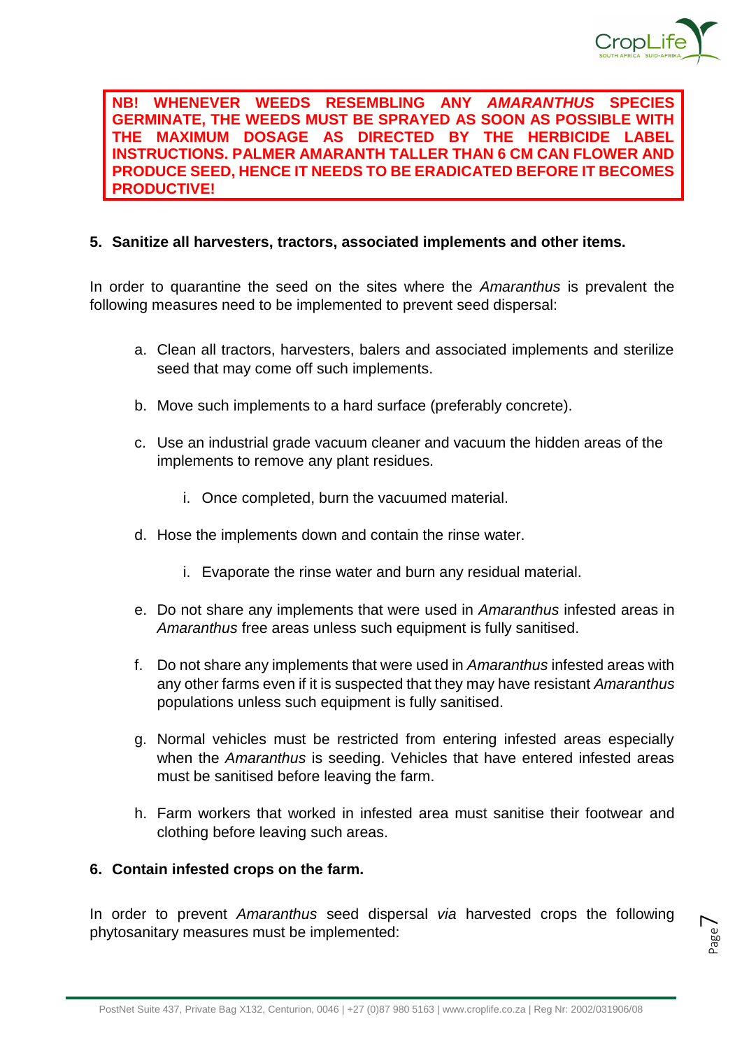**NB! WHENEVER WEEDS RESEMBLING ANY *AMARANTHUS* SPECIES GERMINATE, THE WEEDS MUST BE SPRAYED AS SOON AS POSSIBLE WITH THE MAXIMUM DOSAGE AS DIRECTED BY THE HERBICIDE LABEL INSTRUCTIONS. PALMER AMARANTH TALLER THAN 6 CM CAN FLOWER AND PRODUCE SEED, HENCE IT NEEDS TO BE ERADICATED BEFORE IT BECOMES PRODUCTIVE!**

**5. Sanitize all harvesters, tractors, associated implements and other items.**

In order to quarantine the seed on the sites where the *Amaranthus* is prevalent the following measures need to be implemented to prevent seed dispersal:

a. Clean all tractors, harvesters, balers and associated implements and sterilize seed that may come off such implements.

b. Move such implements to a hard surface (preferably concrete).

c. Use an industrial grade vacuum cleaner and vacuum the hidden areas of the implements to remove any plant residues.

   i. Once completed, burn the vacuumed material.

d. Hose the implements down and contain the rinse water.

   i. Evaporate the rinse water and burn any residual material.

e. Do not share any implements that were used in *Amaranthus* infested areas in *Amaranthus* free areas unless such equipment is fully sanitised.

f. Do not share any implements that were used in *Amaranthus* infested areas with any other farms even if it is suspected that they may have resistant *Amaranthus* populations unless such equipment is fully sanitised.

g. Normal vehicles must be restricted from entering infested areas especially when the *Amaranthus* is seeding. Vehicles that have entered infested areas must be sanitised before leaving the farm.

h. Farm workers that worked in infested area must sanitise their footwear and clothing before leaving such areas.

**6. Contain infested crops on the farm.**

In order to prevent *Amaranthus* seed dispersal *via* harvested crops the following phytosanitary measures must be implemented: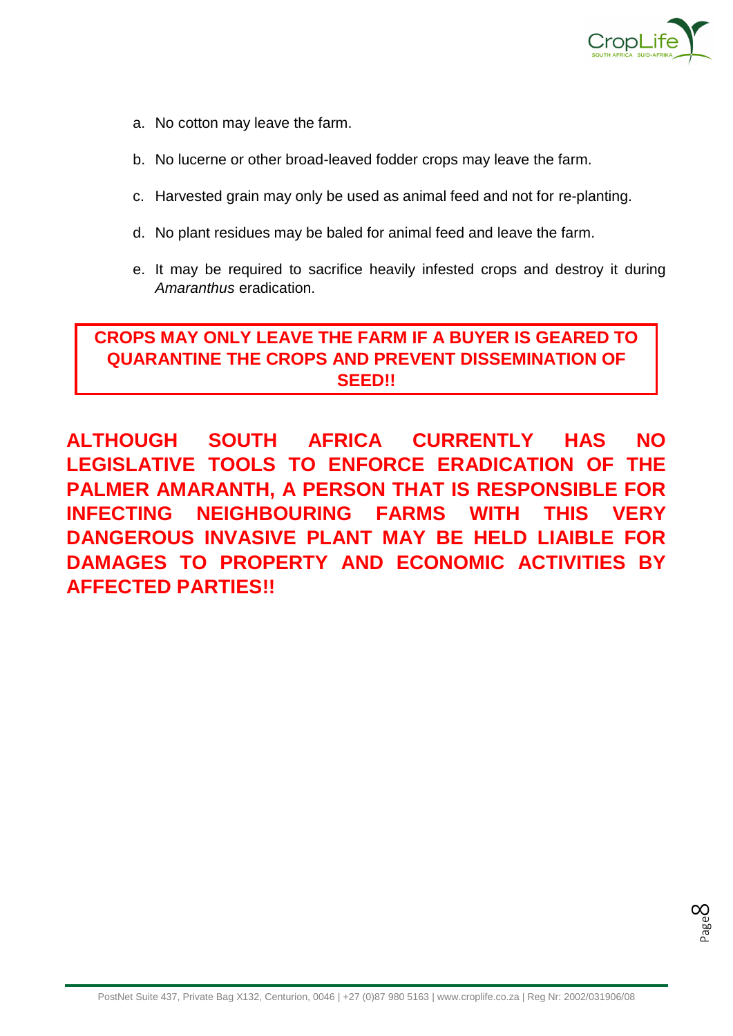a. No cotton may leave the farm.

b. No lucerne or other broad-leaved fodder crops may leave the farm.

c. Harvested grain may only be used as animal feed and not for re-planting.

d. No plant residues may be baled for animal feed and leave the farm.

e. It may be required to sacrifice heavily infested crops and destroy it during *Amaranthus* eradication.

**CROPS MAY ONLY LEAVE THE FARM IF A BUYER IS GEARED TO QUARANTINE THE CROPS AND PREVENT DISSEMINATION OF SEED!!**

**ALTHOUGH SOUTH AFRICA CURRENTLY HAS NO LEGISLATIVE TOOLS TO ENFORCE ERADICATION OF THE PALMER AMARANTH, A PERSON THAT IS RESPONSIBLE FOR INFECTING NEIGHBOURING FARMS WITH THIS VERY DANGEROUS INVASIVE PLANT MAY BE HELD LIAIBLE FOR DAMAGES TO PROPERTY AND ECONOMIC ACTIVITIES BY AFFECTED PARTIES!!**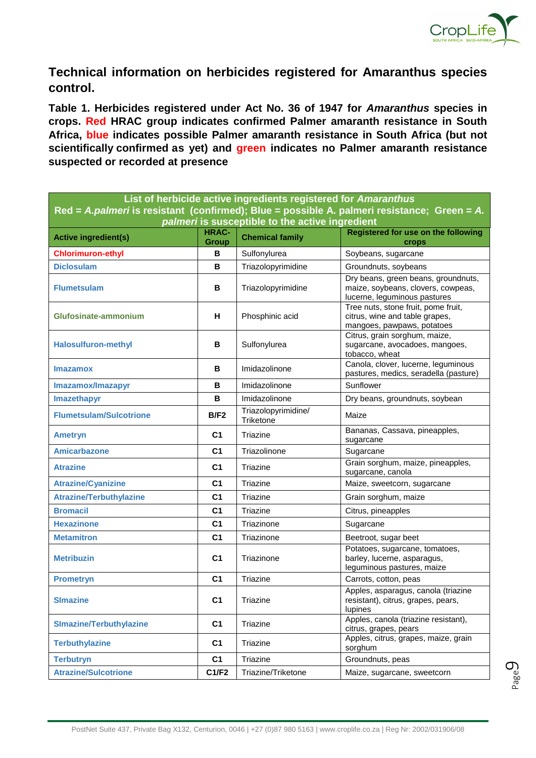## Technical information on herbicides registered for Amaranthus species control.

**Table 1. Herbicides registered under Act No. 36 of 1947 for *Amaranthus* species in crops. Red HRAC group indicates confirmed Palmer amaranth resistance in South Africa, blue indicates possible Palmer amaranth resistance in South Africa (but not scientifically confirmed as yet) and green indicates no Palmer amaranth resistance suspected or recorded at presence**

| List of herbicide active ingredients registered for *Amaranthus* Red = *A.palmeri* is resistant (confirmed); Blue = possible A. palmeri resistance; Green = *A. palmeri* is susceptible to the active ingredient | | | |
|---|---|---|---|
| **Active ingredient(s)** | **HRAC-Group** | **Chemical family** | **Registered for use on the following crops** |
| **Chlorimuron-ethyl** | **B** | Sulfonylurea | Soybeans, sugarcane |
| **Diclosulam** | **B** | Triazolopyrimidine | Groundnuts, soybeans |
| **Flumetsulam** | **B** | Triazolopyrimidine | Dry beans, green beans, groundnuts, maize, soybeans, clovers, cowpeas, lucerne, leguminous pastures |
| **Glufosinate-ammonium** | **H** | Phosphinic acid | Tree nuts, stone fruit, pome fruit, citrus, wine and table grapes, mangoes, pawpaws, potatoes |
| **Halosulfuron-methyl** | **B** | Sulfonylurea | Citrus, grain sorghum, maize, sugarcane, avocadoes, mangoes, tobacco, wheat |
| **Imazamox** | **B** | Imidazolinone | Canola, clover, lucerne, leguminous pastures, medics, seradella (pasture) |
| **Imazamox/Imazapyr** | **B** | Imidazolinone | Sunflower |
| **Imazethapyr** | **B** | Imidazolinone | Dry beans, groundnuts, soybean |
| **Flumetsulam/Sulcotrione** | **B/F2** | Triazolopyrimidine/ Triketone | Maize |
| **Ametryn** | **C1** | Triazine | Bananas, Cassava, pineapples, sugarcane |
| **Amicarbazone** | **C1** | Triazolinone | Sugarcane |
| **Atrazine** | **C1** | Triazine | Grain sorghum, maize, pineapples, sugarcane, canola |
| **Atrazine/Cyanizine** | **C1** | Triazine | Maize, sweetcorn, sugarcane |
| **Atrazine/Terbuthylazine** | **C1** | Triazine | Grain sorghum, maize |
| **Bromacil** | **C1** | Triazine | Citrus, pineapples |
| **Hexazinone** | **C1** | Triazinone | Sugarcane |
| **Metamitron** | **C1** | Triazinone | Beetroot, sugar beet |
| **Metribuzin** | **C1** | Triazinone | Potatoes, sugarcane, tomatoes, barley, lucerne, asparagus, leguminous pastures, maize |
| **Prometryn** | **C1** | Triazine | Carrots, cotton, peas |
| **SImazine** | **C1** | Triazine | Apples, asparagus, canola (triazine resistant), citrus, grapes, pears, lupines |
| **SImazine/Terbuthylazine** | **C1** | Triazine | Apples, canola (triazine resistant), citrus, grapes, pears |
| **Terbuthylazine** | **C1** | Triazine | Apples, citrus, grapes, maize, grain sorghum |
| **Terbutryn** | **C1** | Triazine | Groundnuts, peas |
| **Atrazine/Sulcotrione** | **C1/F2** | Triazine/Triketone | Maize, sugarcane, sweetcorn |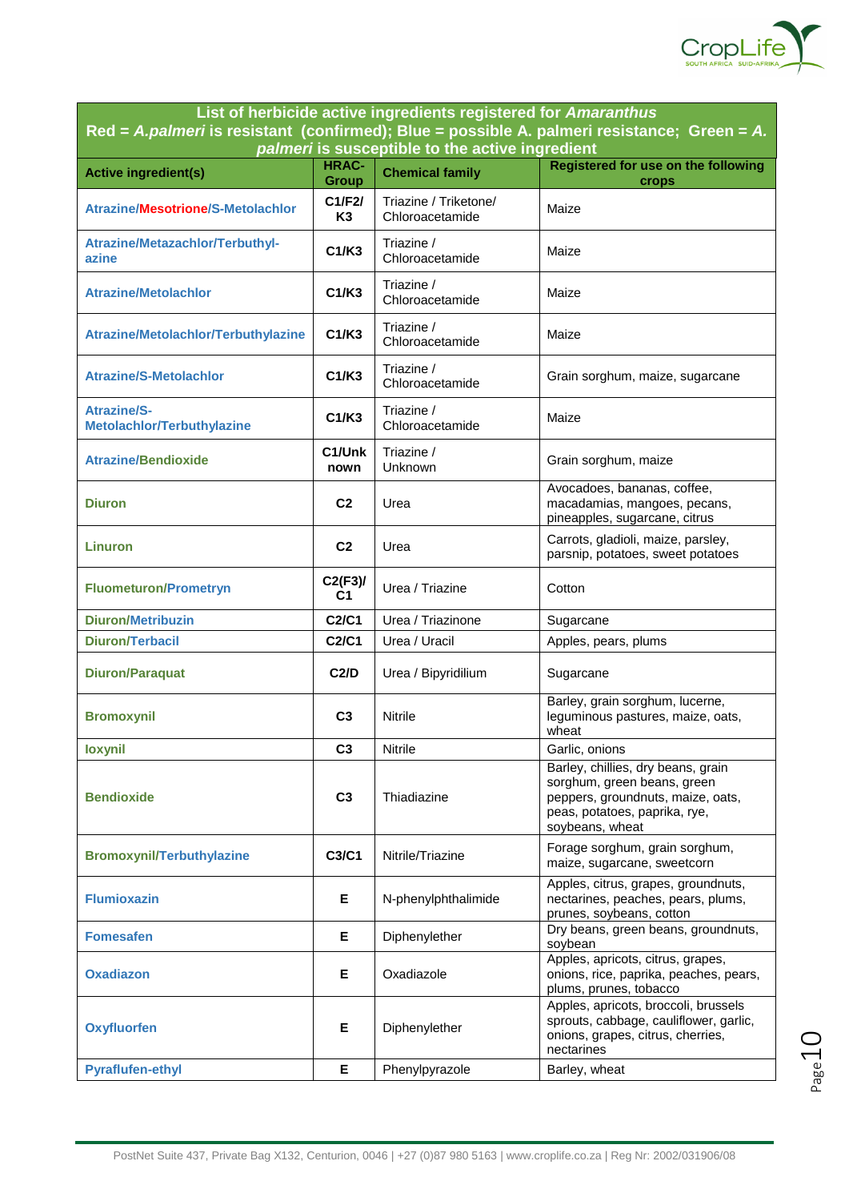| List of herbicide active ingredients registered for *Amaranthus*<br>Red = *A.palmeri* is resistant (confirmed); Blue = possible A. palmeri resistance; Green = *A. palmeri* is susceptible to the active ingredient | | | |
|---|---|---|---|
| **Active ingredient(s)** | **HRAC-Group** | **Chemical family** | **Registered for use on the following crops** |
| **Atrazine/Mesotrione/S-Metolachlor** | **C1/F2/K3** | Triazine / Triketone/ Chloroacetamide | Maize |
| **Atrazine/Metazachlor/Terbuthyl-azine** | **C1/K3** | Triazine / Chloroacetamide | Maize |
| **Atrazine/Metolachlor** | **C1/K3** | Triazine / Chloroacetamide | Maize |
| **Atrazine/Metolachlor/Terbuthylazine** | **C1/K3** | Triazine / Chloroacetamide | Maize |
| **Atrazine/S-Metolachlor** | **C1/K3** | Triazine / Chloroacetamide | Grain sorghum, maize, sugarcane |
| **Atrazine/S-Metolachlor/Terbuthylazine** | **C1/K3** | Triazine / Chloroacetamide | Maize |
| **Atrazine/Bendioxide** | **C1/Unknown** | Triazine / Unknown | Grain sorghum, maize |
| **Diuron** | **C2** | Urea | Avocadoes, bananas, coffee, macadamias, mangoes, pecans, pineapples, sugarcane, citrus |
| **Linuron** | **C2** | Urea | Carrots, gladioli, maize, parsley, parsnip, potatoes, sweet potatoes |
| **Fluometuron/Prometryn** | **C2(F3)/C1** | Urea / Triazine | Cotton |
| **Diuron/Metribuzin** | **C2/C1** | Urea / Triazinone | Sugarcane |
| **Diuron/Terbacil** | **C2/C1** | Urea / Uracil | Apples, pears, plums |
| **Diuron/Paraquat** | **C2/D** | Urea / Bipyridilium | Sugarcane |
| **Bromoxynil** | **C3** | Nitrile | Barley, grain sorghum, lucerne, leguminous pastures, maize, oats, wheat |
| **Ioxynil** | **C3** | Nitrile | Garlic, onions |
| **Bendioxide** | **C3** | Thiadiazine | Barley, chillies, dry beans, grain sorghum, green beans, green peppers, groundnuts, maize, oats, peas, potatoes, paprika, rye, soybeans, wheat |
| **Bromoxynil/Terbuthylazine** | **C3/C1** | Nitrile/Triazine | Forage sorghum, grain sorghum, maize, sugarcane, sweetcorn |
| **Flumioxazin** | **E** | N-phenylphthalimide | Apples, citrus, grapes, groundnuts, nectarines, peaches, pears, plums, prunes, soybeans, cotton |
| **Fomesafen** | **E** | Diphenylether | Dry beans, green beans, groundnuts, soybean |
| **Oxadiazon** | **E** | Oxadiazole | Apples, apricots, citrus, grapes, onions, rice, paprika, peaches, pears, plums, prunes, tobacco |
| **Oxyfluorfen** | **E** | Diphenylether | Apples, apricots, broccoli, brussels sprouts, cabbage, cauliflower, garlic, onions, grapes, citrus, cherries, nectarines |
| **Pyraflufen-ethyl** | **E** | Phenylpyrazole | Barley, wheat |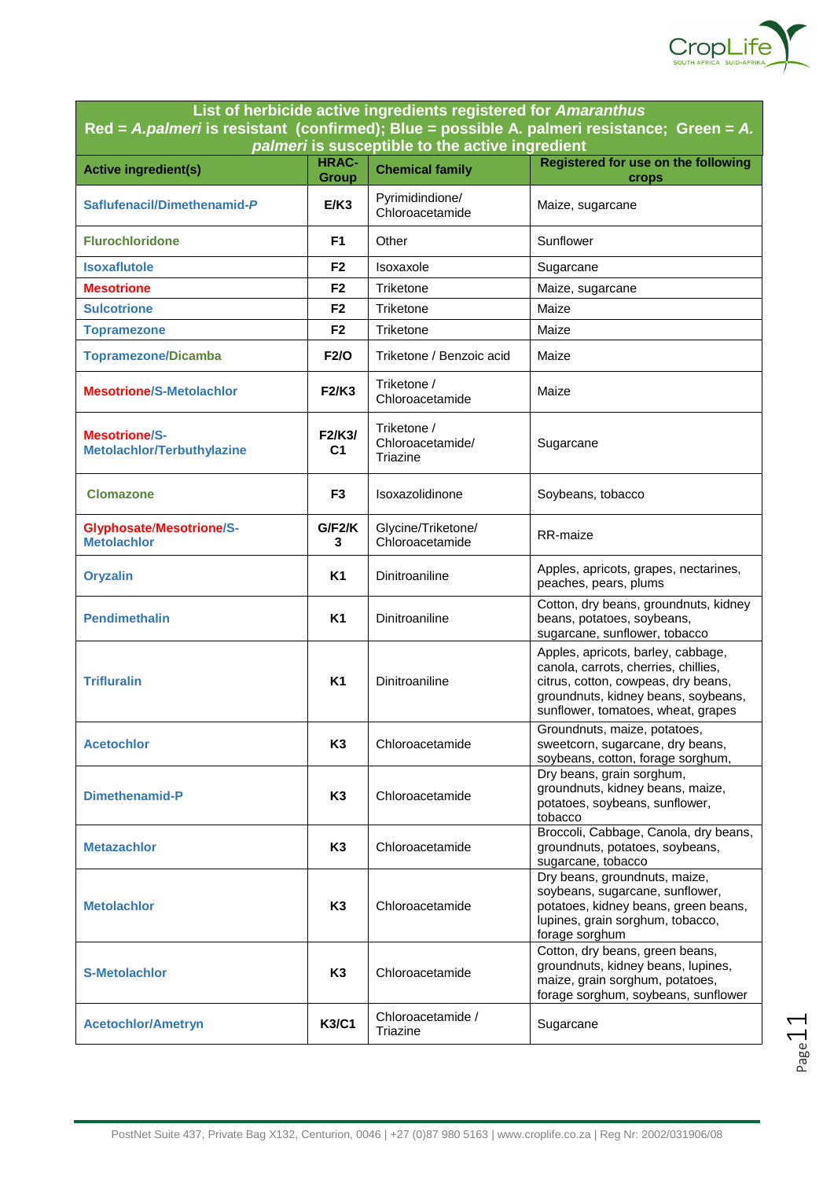| List of herbicide active ingredients registered for *Amaranthus*<br>Red = *A.palmeri* is resistant (confirmed); Blue = possible A. palmeri resistance; Green = *A. palmeri* is susceptible to the active ingredient | | | |
|---|---|---|---|
| **Active ingredient(s)** | **HRAC-Group** | **Chemical family** | **Registered for use on the following crops** |
| Saflufenacil/Dimethenamid-P | E/K3 | Pyrimidindione/ Chloroacetamide | Maize, sugarcane |
| Flurochloridone | F1 | Other | Sunflower |
| Isoxaflutole | F2 | Isoxaxole | Sugarcane |
| Mesotrione | F2 | Triketone | Maize, sugarcane |
| Sulcotrione | F2 | Triketone | Maize |
| Topramezone | F2 | Triketone | Maize |
| Topramezone/Dicamba | F2/O | Triketone / Benzoic acid | Maize |
| Mesotrione/S-Metolachlor | F2/K3 | Triketone / Chloroacetamide | Maize |
| Mesotrione/S-Metolachlor/Terbuthylazine | F2/K3/ C1 | Triketone / Chloroacetamide/ Triazine | Sugarcane |
| Clomazone | F3 | Isoxazolidinone | Soybeans, tobacco |
| Glyphosate/Mesotrione/S-Metolachlor | G/F2/K3 | Glycine/Triketone/ Chloroacetamide | RR-maize |
| Oryzalin | K1 | Dinitroaniline | Apples, apricots, grapes, nectarines, peaches, pears, plums |
| Pendimethalin | K1 | Dinitroaniline | Cotton, dry beans, groundnuts, kidney beans, potatoes, soybeans, sugarcane, sunflower, tobacco |
| Trifluralin | K1 | Dinitroaniline | Apples, apricots, barley, cabbage, canola, carrots, cherries, chillies, citrus, cotton, cowpeas, dry beans, groundnuts, kidney beans, soybeans, sunflower, tomatoes, wheat, grapes |
| Acetochlor | K3 | Chloroacetamide | Groundnuts, maize, potatoes, sweetcorn, sugarcane, dry beans, soybeans, cotton, forage sorghum, |
| Dimethenamid-P | K3 | Chloroacetamide | Dry beans, grain sorghum, groundnuts, kidney beans, maize, potatoes, soybeans, sunflower, tobacco |
| Metazachlor | K3 | Chloroacetamide | Broccoli, Cabbage, Canola, dry beans, groundnuts, potatoes, soybeans, sugarcane, tobacco |
| Metolachlor | K3 | Chloroacetamide | Dry beans, groundnuts, maize, soybeans, sugarcane, sunflower, potatoes, kidney beans, green beans, lupines, grain sorghum, tobacco, forage sorghum |
| S-Metolachlor | K3 | Chloroacetamide | Cotton, dry beans, green beans, groundnuts, kidney beans, lupines, maize, grain sorghum, potatoes, forage sorghum, soybeans, sunflower |
| Acetochlor/Ametryn | K3/C1 | Chloroacetamide / Triazine | Sugarcane |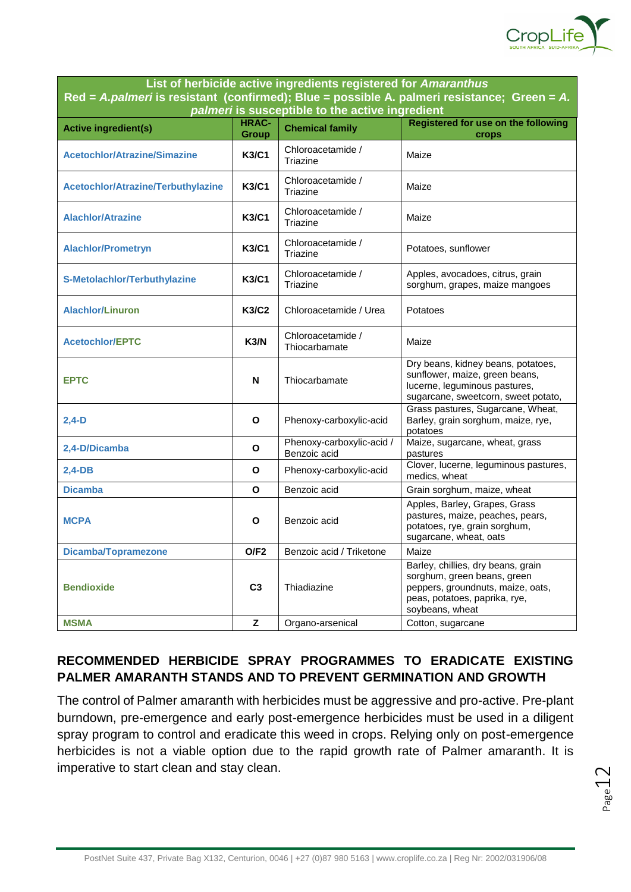| List of herbicide active ingredients registered for *Amaranthus*<br>Red = *A.palmeri* is resistant (confirmed); Blue = possible A. palmeri resistance; Green = *A. palmeri* is susceptible to the active ingredient | | | |
|---|---|---|---|
| **Active ingredient(s)** | **HRAC-Group** | **Chemical family** | **Registered for use on the following crops** |
| **Acetochlor/Atrazine/Simazine** | **K3/C1** | Chloroacetamide / Triazine | Maize |
| **Acetochlor/Atrazine/Terbuthylazine** | **K3/C1** | Chloroacetamide / Triazine | Maize |
| **Alachlor/Atrazine** | **K3/C1** | Chloroacetamide / Triazine | Maize |
| **Alachlor/Prometryn** | **K3/C1** | Chloroacetamide / Triazine | Potatoes, sunflower |
| **S-Metolachlor/Terbuthylazine** | **K3/C1** | Chloroacetamide / Triazine | Apples, avocadoes, citrus, grain sorghum, grapes, maize mangoes |
| **Alachlor/Linuron** | **K3/C2** | Chloroacetamide / Urea | Potatoes |
| **Acetochlor/EPTC** | **K3/N** | Chloroacetamide / Thiocarbamate | Maize |
| **EPTC** | **N** | Thiocarbamate | Dry beans, kidney beans, potatoes, sunflower, maize, green beans, lucerne, leguminous pastures, sugarcane, sweetcorn, sweet potato, |
| **2,4-D** | **O** | Phenoxy-carboxylic-acid | Grass pastures, Sugarcane, Wheat, Barley, grain sorghum, maize, rye, potatoes |
| **2,4-D/Dicamba** | **O** | Phenoxy-carboxylic-acid / Benzoic acid | Maize, sugarcane, wheat, grass pastures |
| **2,4-DB** | **O** | Phenoxy-carboxylic-acid | Clover, lucerne, leguminous pastures, medics, wheat |
| **Dicamba** | **O** | Benzoic acid | Grain sorghum, maize, wheat |
| **MCPA** | **O** | Benzoic acid | Apples, Barley, Grapes, Grass pastures, maize, peaches, pears, potatoes, rye, grain sorghum, sugarcane, wheat, oats |
| **Dicamba/Topramezone** | **O/F2** | Benzoic acid / Triketone | Maize |
| **Bendioxide** | **C3** | Thiadiazine | Barley, chillies, dry beans, grain sorghum, green beans, green peppers, groundnuts, maize, oats, peas, potatoes, paprika, rye, soybeans, wheat |
| **MSMA** | **Z** | Organo-arsenical | Cotton, sugarcane |

## RECOMMENDED HERBICIDE SPRAY PROGRAMMES TO ERADICATE EXISTING PALMER AMARANTH STANDS AND TO PREVENT GERMINATION AND GROWTH

The control of Palmer amaranth with herbicides must be aggressive and pro-active. Pre-plant burndown, pre-emergence and early post-emergence herbicides must be used in a diligent spray program to control and eradicate this weed in crops. Relying only on post-emergence herbicides is not a viable option due to the rapid growth rate of Palmer amaranth. It is imperative to start clean and stay clean.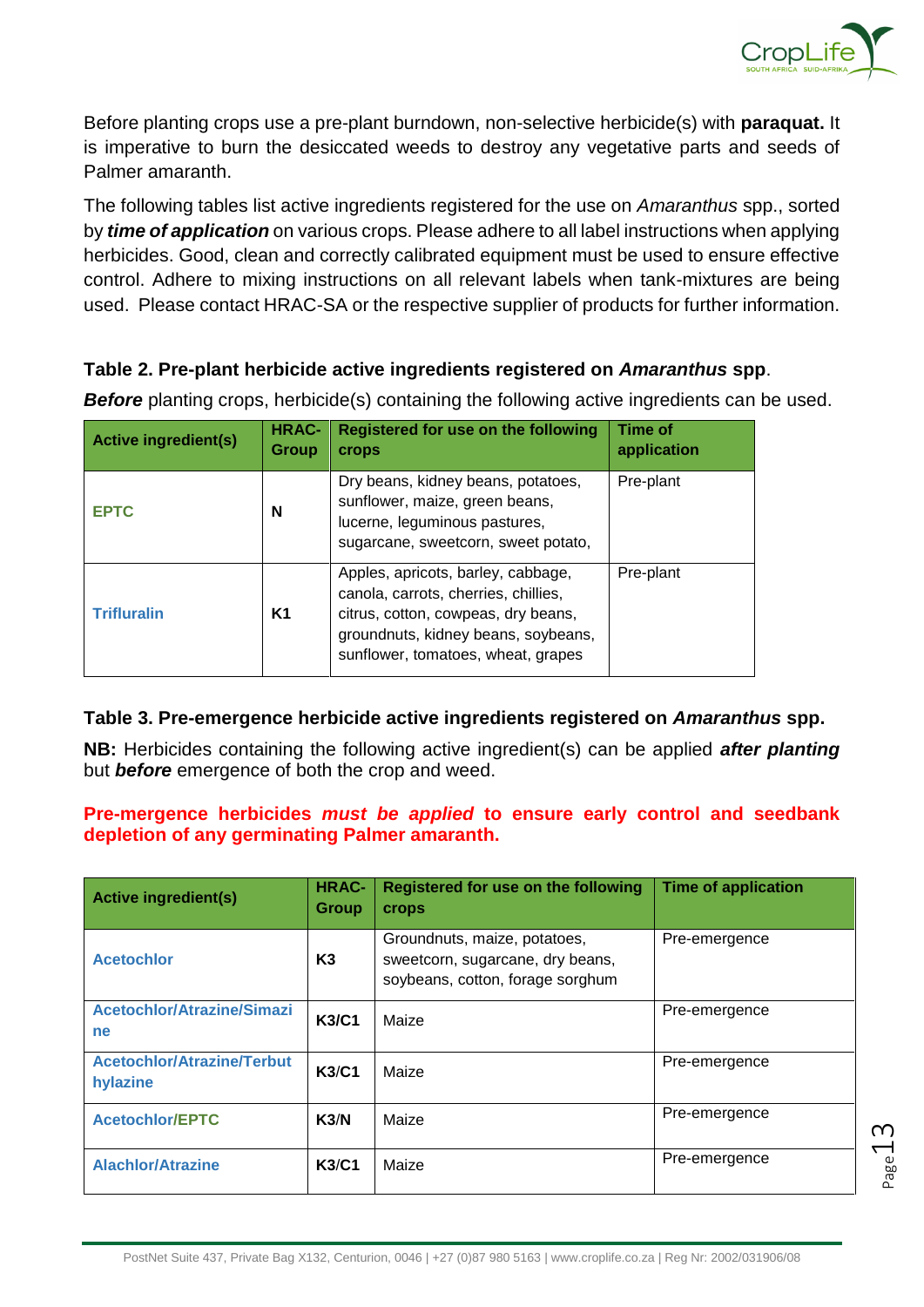Before planting crops use a pre-plant burndown, non-selective herbicide(s) with **paraquat.** It is imperative to burn the desiccated weeds to destroy any vegetative parts and seeds of Palmer amaranth.

The following tables list active ingredients registered for the use on *Amaranthus* spp., sorted by ***time of application*** on various crops. Please adhere to all label instructions when applying herbicides. Good, clean and correctly calibrated equipment must be used to ensure effective control. Adhere to mixing instructions on all relevant labels when tank-mixtures are being used. Please contact HRAC-SA or the respective supplier of products for further information.

**Table 2. Pre-plant herbicide active ingredients registered on *Amaranthus* spp.**

***Before*** planting crops, herbicide(s) containing the following active ingredients can be used.

| Active ingredient(s) | HRAC-Group | Registered for use on the following crops | Time of application |
|---|---|---|---|
| **EPTC** | **N** | Dry beans, kidney beans, potatoes, sunflower, maize, green beans, lucerne, leguminous pastures, sugarcane, sweetcorn, sweet potato, | Pre-plant |
| **Trifluralin** | **K1** | Apples, apricots, barley, cabbage, canola, carrots, cherries, chillies, citrus, cotton, cowpeas, dry beans, groundnuts, kidney beans, soybeans, sunflower, tomatoes, wheat, grapes | Pre-plant |

**Table 3. Pre-emergence herbicide active ingredients registered on *Amaranthus* spp.**

**NB:** Herbicides containing the following active ingredient(s) can be applied ***after planting*** but ***before*** emergence of both the crop and weed.

**Pre-mergence herbicides *must be applied* to ensure early control and seedbank depletion of any germinating Palmer amaranth.**

| Active ingredient(s) | HRAC-Group | Registered for use on the following crops | Time of application |
|---|---|---|---|
| **Acetochlor** | **K3** | Groundnuts, maize, potatoes, sweetcorn, sugarcane, dry beans, soybeans, cotton, forage sorghum | Pre-emergence |
| **Acetochlor/Atrazine/Simazine** | **K3/C1** | Maize | Pre-emergence |
| **Acetochlor/Atrazine/Terbuthylazine** | **K3/C1** | Maize | Pre-emergence |
| **Acetochlor/EPTC** | **K3/N** | Maize | Pre-emergence |
| **Alachlor/Atrazine** | **K3/C1** | Maize | Pre-emergence |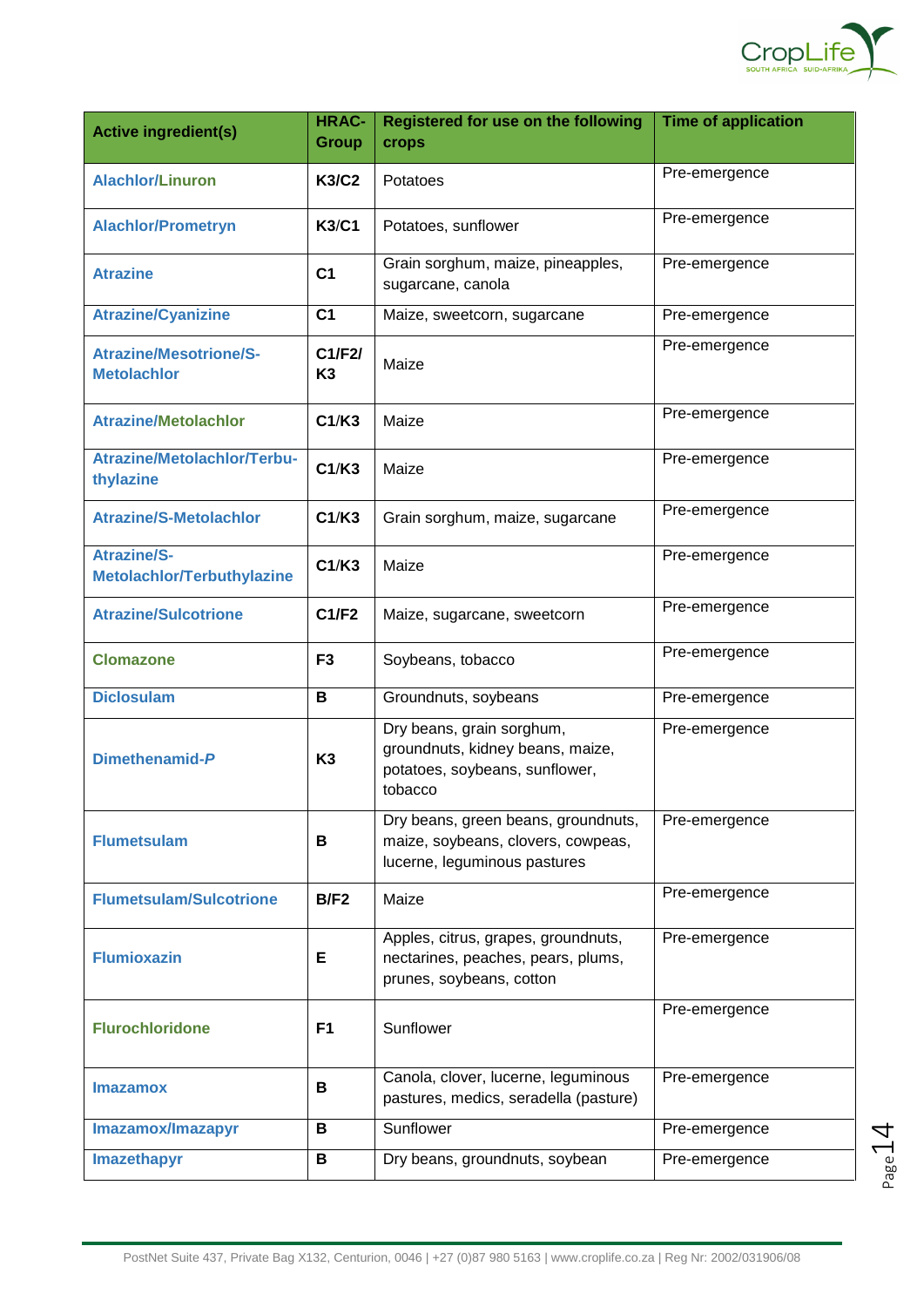| Active ingredient(s) | HRAC-Group | Registered for use on the following crops | Time of application |
|---|---|---|---|
| Alachlor/Linuron | K3/C2 | Potatoes | Pre-emergence |
| Alachlor/Prometryn | K3/C1 | Potatoes, sunflower | Pre-emergence |
| Atrazine | C1 | Grain sorghum, maize, pineapples, sugarcane, canola | Pre-emergence |
| Atrazine/Cyanizine | C1 | Maize, sweetcorn, sugarcane | Pre-emergence |
| Atrazine/Mesotrione/S-Metolachlor | C1/F2/ K3 | Maize | Pre-emergence |
| Atrazine/Metolachlor | C1/K3 | Maize | Pre-emergence |
| Atrazine/Metolachlor/Terbu-thylazine | C1/K3 | Maize | Pre-emergence |
| Atrazine/S-Metolachlor | C1/K3 | Grain sorghum, maize, sugarcane | Pre-emergence |
| Atrazine/S-Metolachlor/Terbuthylazine | C1/K3 | Maize | Pre-emergence |
| Atrazine/Sulcotrione | C1/F2 | Maize, sugarcane, sweetcorn | Pre-emergence |
| Clomazone | F3 | Soybeans, tobacco | Pre-emergence |
| Diclosulam | B | Groundnuts, soybeans | Pre-emergence |
| Dimethenamid-*P* | K3 | Dry beans, grain sorghum, groundnuts, kidney beans, maize, potatoes, soybeans, sunflower, tobacco | Pre-emergence |
| Flumetsulam | B | Dry beans, green beans, groundnuts, maize, soybeans, clovers, cowpeas, lucerne, leguminous pastures | Pre-emergence |
| Flumetsulam/Sulcotrione | B/F2 | Maize | Pre-emergence |
| Flumioxazin | E | Apples, citrus, grapes, groundnuts, nectarines, peaches, pears, plums, prunes, soybeans, cotton | Pre-emergence |
| Flurochloridone | F1 | Sunflower | Pre-emergence |
| Imazamox | B | Canola, clover, lucerne, leguminous pastures, medics, seradella (pasture) | Pre-emergence |
| Imazamox/Imazapyr | B | Sunflower | Pre-emergence |
| Imazethapyr | B | Dry beans, groundnuts, soybean | Pre-emergence |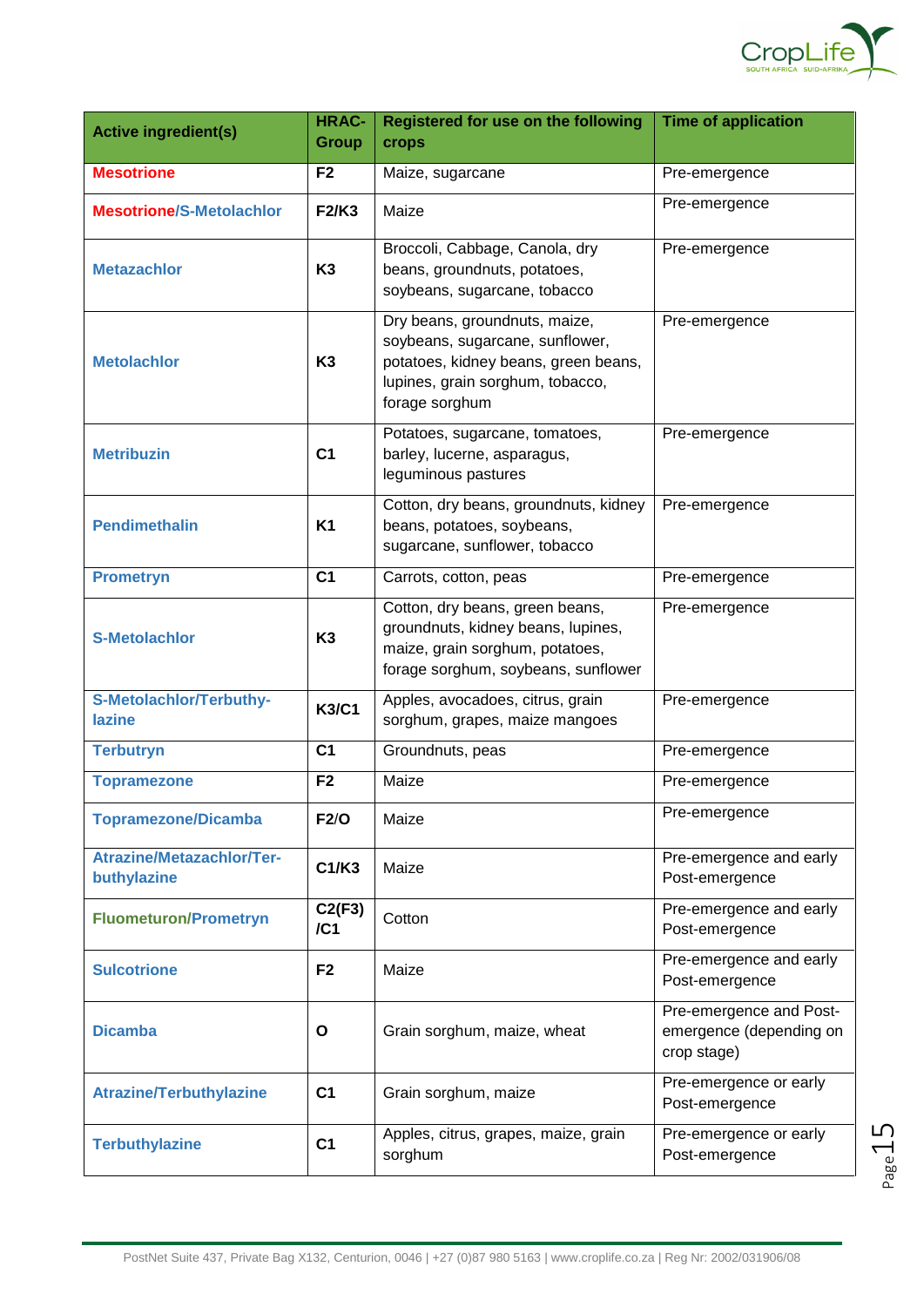| Active ingredient(s) | HRAC-Group | Registered for use on the following crops | Time of application |
|---|---|---|---|
| **Mesotrione** | **F2** | Maize, sugarcane | Pre-emergence |
| **Mesotrione/S-Metolachlor** | **F2/K3** | Maize | Pre-emergence |
| **Metazachlor** | **K3** | Broccoli, Cabbage, Canola, dry beans, groundnuts, potatoes, soybeans, sugarcane, tobacco | Pre-emergence |
| **Metolachlor** | **K3** | Dry beans, groundnuts, maize, soybeans, sugarcane, sunflower, potatoes, kidney beans, green beans, lupines, grain sorghum, tobacco, forage sorghum | Pre-emergence |
| **Metribuzin** | **C1** | Potatoes, sugarcane, tomatoes, barley, lucerne, asparagus, leguminous pastures | Pre-emergence |
| **Pendimethalin** | **K1** | Cotton, dry beans, groundnuts, kidney beans, potatoes, soybeans, sugarcane, sunflower, tobacco | Pre-emergence |
| **Prometryn** | **C1** | Carrots, cotton, peas | Pre-emergence |
| **S-Metolachlor** | **K3** | Cotton, dry beans, green beans, groundnuts, kidney beans, lupines, maize, grain sorghum, potatoes, forage sorghum, soybeans, sunflower | Pre-emergence |
| **S-Metolachlor/Terbuthy-lazine** | **K3/C1** | Apples, avocadoes, citrus, grain sorghum, grapes, maize mangoes | Pre-emergence |
| **Terbutryn** | **C1** | Groundnuts, peas | Pre-emergence |
| **Topramezone** | **F2** | Maize | Pre-emergence |
| **Topramezone/Dicamba** | **F2/O** | Maize | Pre-emergence |
| **Atrazine/Metazachlor/Ter-buthylazine** | **C1/K3** | Maize | Pre-emergence and early Post-emergence |
| **Fluometuron/Prometryn** | **C2(F3)/C1** | Cotton | Pre-emergence and early Post-emergence |
| **Sulcotrione** | **F2** | Maize | Pre-emergence and early Post-emergence |
| **Dicamba** | **O** | Grain sorghum, maize, wheat | Pre-emergence and Post-emergence (depending on crop stage) |
| **Atrazine/Terbuthylazine** | **C1** | Grain sorghum, maize | Pre-emergence or early Post-emergence |
| **Terbuthylazine** | **C1** | Apples, citrus, grapes, maize, grain sorghum | Pre-emergence or early Post-emergence |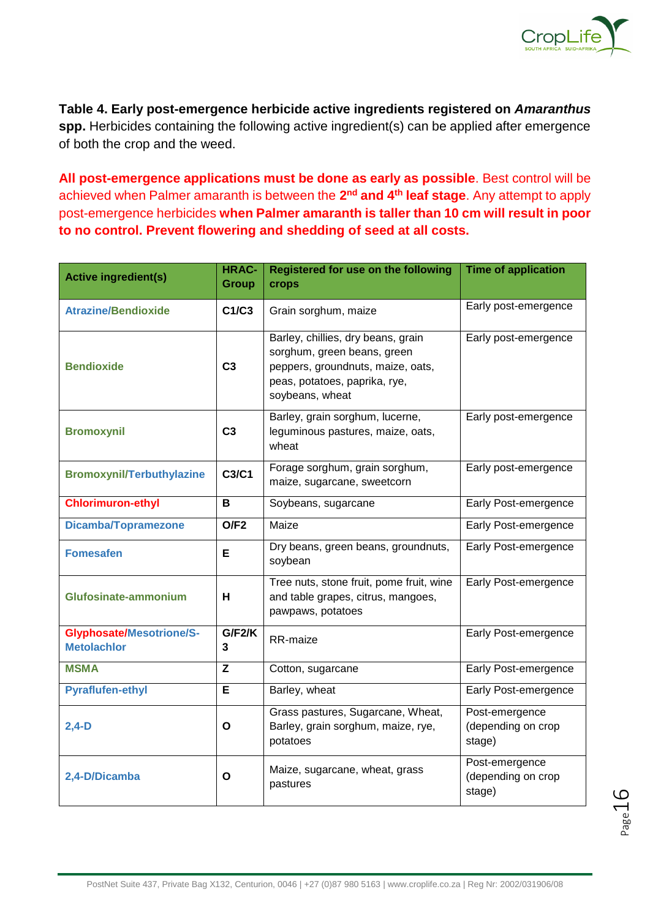**Table 4. Early post-emergence herbicide active ingredients registered on *Amaranthus* spp.** Herbicides containing the following active ingredient(s) can be applied after emergence of both the crop and the weed.

**All post-emergence applications must be done as early as possible**. Best control will be achieved when Palmer amaranth is between the **2nd and 4th leaf stage**. Any attempt to apply post-emergence herbicides **when Palmer amaranth is taller than 10 cm will result in poor to no control. Prevent flowering and shedding of seed at all costs.**

| Active ingredient(s) | HRAC-Group | Registered for use on the following crops | Time of application |
|---|---|---|---|
| **Atrazine/Bendioxide** | **C1/C3** | Grain sorghum, maize | Early post-emergence |
| **Bendioxide** | **C3** | Barley, chillies, dry beans, grain sorghum, green beans, green peppers, groundnuts, maize, oats, peas, potatoes, paprika, rye, soybeans, wheat | Early post-emergence |
| **Bromoxynil** | **C3** | Barley, grain sorghum, lucerne, leguminous pastures, maize, oats, wheat | Early post-emergence |
| **Bromoxynil/Terbuthylazine** | **C3/C1** | Forage sorghum, grain sorghum, maize, sugarcane, sweetcorn | Early post-emergence |
| **Chlorimuron-ethyl** | **B** | Soybeans, sugarcane | Early Post-emergence |
| **Dicamba/Topramezone** | **O/F2** | Maize | Early Post-emergence |
| **Fomesafen** | **E** | Dry beans, green beans, groundnuts, soybean | Early Post-emergence |
| **Glufosinate-ammonium** | **H** | Tree nuts, stone fruit, pome fruit, wine and table grapes, citrus, mangoes, pawpaws, potatoes | Early Post-emergence |
| **Glyphosate/Mesotrione/S-Metolachlor** | **G/F2/K3** | RR-maize | Early Post-emergence |
| **MSMA** | **Z** | Cotton, sugarcane | Early Post-emergence |
| **Pyraflufen-ethyl** | **E** | Barley, wheat | Early Post-emergence |
| **2,4-D** | **O** | Grass pastures, Sugarcane, Wheat, Barley, grain sorghum, maize, rye, potatoes | Post-emergence (depending on crop stage) |
| **2,4-D/Dicamba** | **O** | Maize, sugarcane, wheat, grass pastures | Post-emergence (depending on crop stage) |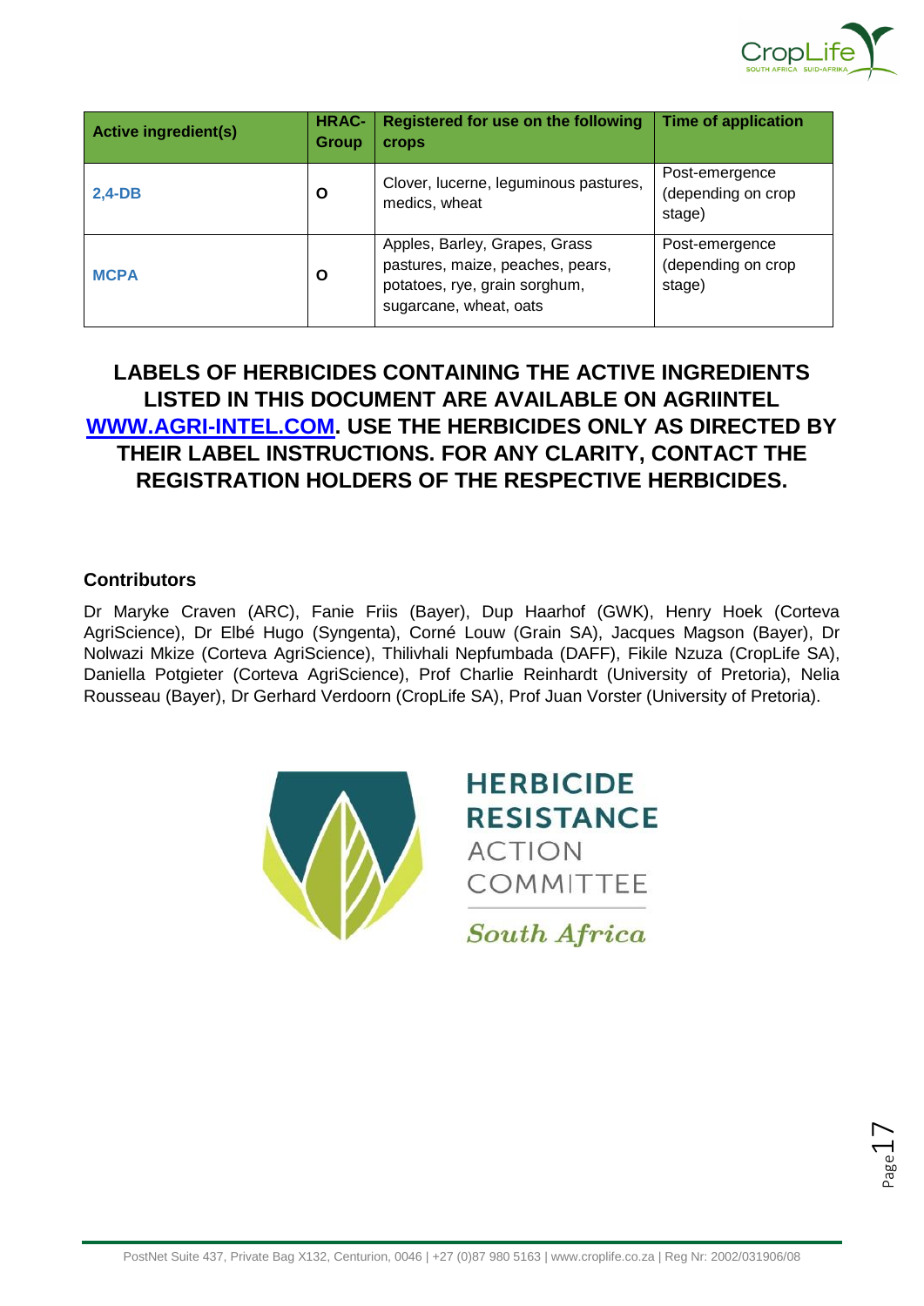| Active ingredient(s) | HRAC-Group | Registered for use on the following crops | Time of application |
|---|---|---|---|
| **2,4-DB** | **O** | Clover, lucerne, leguminous pastures, medics, wheat | Post-emergence (depending on crop stage) |
| **MCPA** | **O** | Apples, Barley, Grapes, Grass pastures, maize, peaches, pears, potatoes, rye, grain sorghum, sugarcane, wheat, oats | Post-emergence (depending on crop stage) |

**LABELS OF HERBICIDES CONTAINING THE ACTIVE INGREDIENTS LISTED IN THIS DOCUMENT ARE AVAILABLE ON AGRIINTEL WWW.AGRI-INTEL.COM. USE THE HERBICIDES ONLY AS DIRECTED BY THEIR LABEL INSTRUCTIONS. FOR ANY CLARITY, CONTACT THE REGISTRATION HOLDERS OF THE RESPECTIVE HERBICIDES.**

### Contributors

Dr Maryke Craven (ARC), Fanie Friis (Bayer), Dup Haarhof (GWK), Henry Hoek (Corteva AgriScience), Dr Elbé Hugo (Syngenta), Corné Louw (Grain SA), Jacques Magson (Bayer), Dr Nolwazi Mkize (Corteva AgriScience), Thilivhali Nepfumbada (DAFF), Fikile Nzuza (CropLife SA), Daniella Potgieter (Corteva AgriScience), Prof Charlie Reinhardt (University of Pretoria), Nelia Rousseau (Bayer), Dr Gerhard Verdoorn (CropLife SA), Prof Juan Vorster (University of Pretoria).

HERBICIDE RESISTANCE ACTION COMMITTEE

*South Africa*